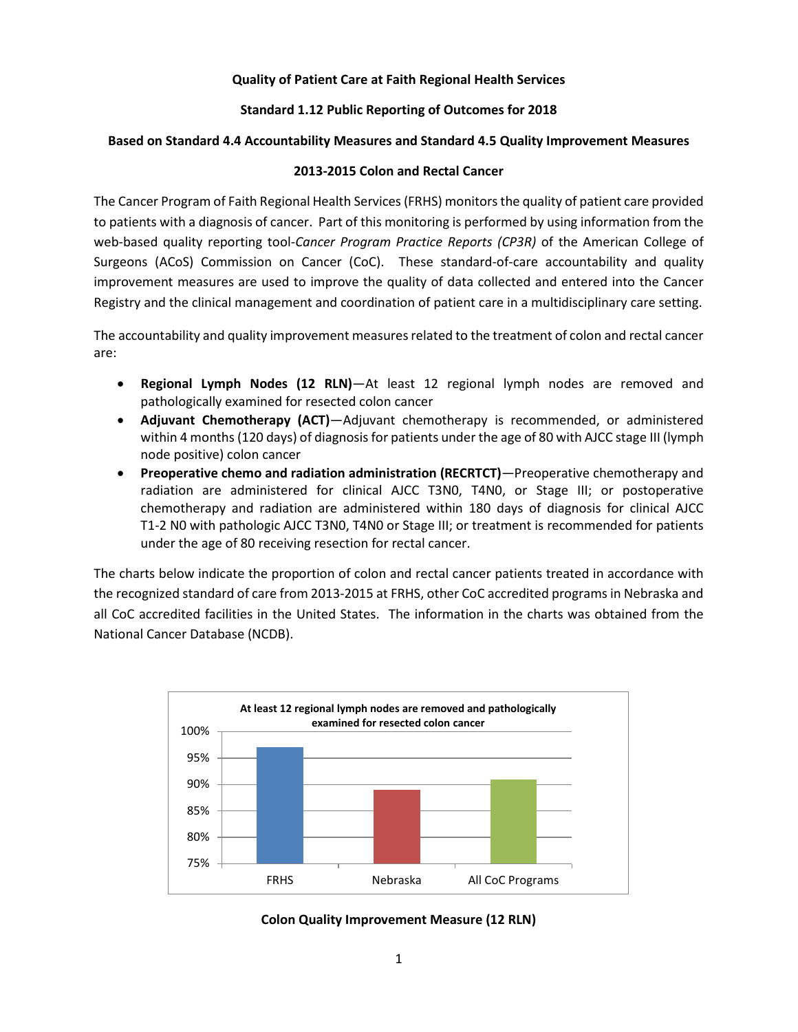**Quality of Patient Care at Faith Regional Health Services**

**Standard 1.12 Public Reporting of Outcomes for 2018**

**Based on Standard 4.4 Accountability Measures and Standard 4.5 Quality Improvement Measures**

**2013-2015 Colon and Rectal Cancer**

The Cancer Program of Faith Regional Health Services (FRHS) monitors the quality of patient care provided to patients with a diagnosis of cancer. Part of this monitoring is performed by using information from the web-based quality reporting tool-*Cancer Program Practice Reports (CP3R)* of the American College of Surgeons (ACoS) Commission on Cancer (CoC). These standard-of-care accountability and quality improvement measures are used to improve the quality of data collected and entered into the Cancer Registry and the clinical management and coordination of patient care in a multidisciplinary care setting.

The accountability and quality improvement measures related to the treatment of colon and rectal cancer are:

- **Regional Lymph Nodes (12 RLN)**—At least 12 regional lymph nodes are removed and pathologically examined for resected colon cancer
- **Adjuvant Chemotherapy (ACT)**—Adjuvant chemotherapy is recommended, or administered within 4 months (120 days) of diagnosis for patients under the age of 80 with AJCC stage III (lymph node positive) colon cancer
- **Preoperative chemo and radiation administration (RECRTCT)**—Preoperative chemotherapy and radiation are administered for clinical AJCC T3N0, T4N0, or Stage III; or postoperative chemotherapy and radiation are administered within 180 days of diagnosis for clinical AJCC T1-2 N0 with pathologic AJCC T3N0, T4N0 or Stage III; or treatment is recommended for patients under the age of 80 receiving resection for rectal cancer.

The charts below indicate the proportion of colon and rectal cancer patients treated in accordance with the recognized standard of care from 2013-2015 at FRHS, other CoC accredited programs in Nebraska and all CoC accredited facilities in the United States. The information in the charts was obtained from the National Cancer Database (NCDB).

**At least 12 regional lymph nodes are removed and pathologically examined for resected colon cancer**

| | FRHS | Nebraska | All CoC Programs |
|---|---|---|---|
| Percent (approx.) | ~97% | ~89% | ~91% |

**Colon Quality Improvement Measure (12 RLN)**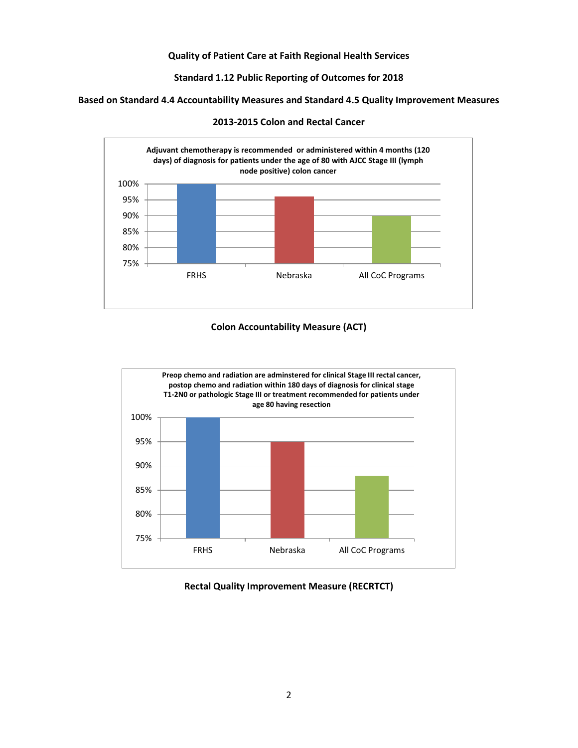**Quality of Patient Care at Faith Regional Health Services**

**Standard 1.12 Public Reporting of Outcomes for 2018**

**Based on Standard 4.4 Accountability Measures and Standard 4.5 Quality Improvement Measures**

**2013-2015 Colon and Rectal Cancer**

**Adjuvant chemotherapy is recommended or administered within 4 months (120 days) of diagnosis for patients under the age of 80 with AJCC Stage III (lymph node positive) colon cancer**

100%
95%
90%
85%
80%
75%

FRHS Nebraska All CoC Programs

**Colon Accountability Measure (ACT)**

**Preop chemo and radiation are adminstered for clinical Stage III rectal cancer, postop chemo and radiation within 180 days of diagnosis for clinical stage T1-2N0 or pathologic Stage III or treatment recommended for patients under age 80 having resection**

100%
95%
90%
85%
80%
75%

FRHS Nebraska All CoC Programs

**Rectal Quality Improvement Measure (RECRTCT)**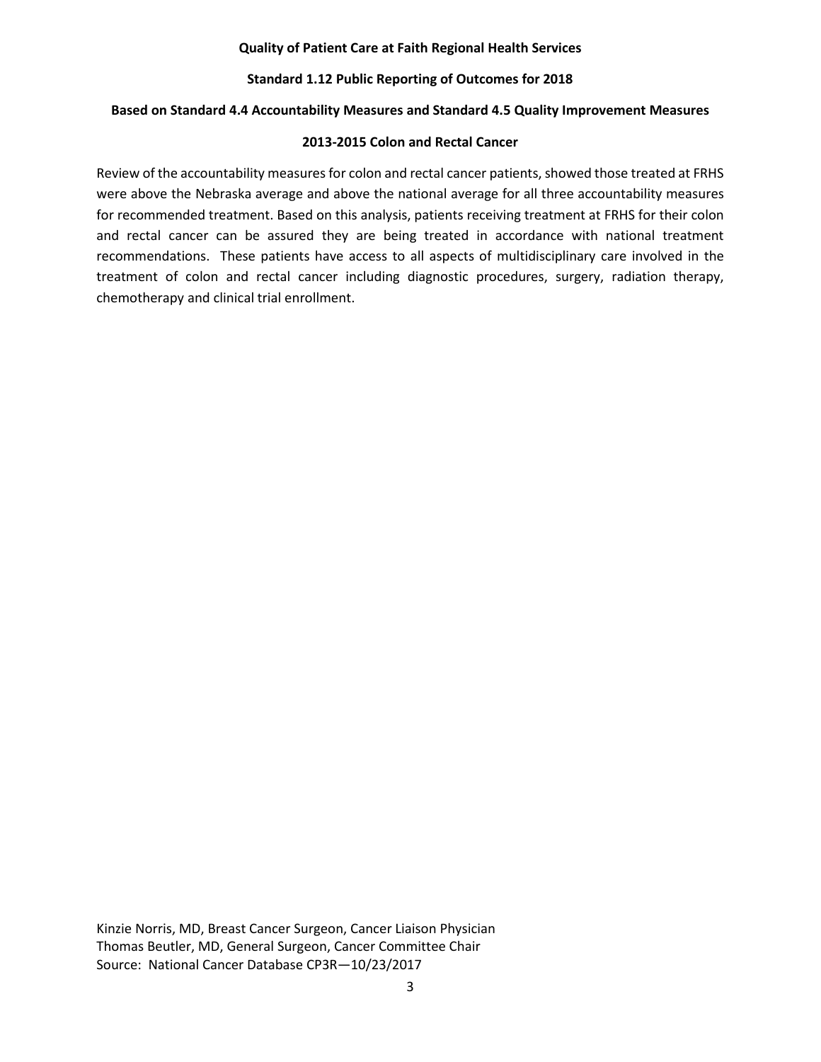**Quality of Patient Care at Faith Regional Health Services**

**Standard 1.12 Public Reporting of Outcomes for 2018**

**Based on Standard 4.4 Accountability Measures and Standard 4.5 Quality Improvement Measures**

**2013-2015 Colon and Rectal Cancer**

Review of the accountability measures for colon and rectal cancer patients, showed those treated at FRHS were above the Nebraska average and above the national average for all three accountability measures for recommended treatment. Based on this analysis, patients receiving treatment at FRHS for their colon and rectal cancer can be assured they are being treated in accordance with national treatment recommendations. These patients have access to all aspects of multidisciplinary care involved in the treatment of colon and rectal cancer including diagnostic procedures, surgery, radiation therapy, chemotherapy and clinical trial enrollment.

Kinzie Norris, MD, Breast Cancer Surgeon, Cancer Liaison Physician
Thomas Beutler, MD, General Surgeon, Cancer Committee Chair
Source: National Cancer Database CP3R—10/23/2017